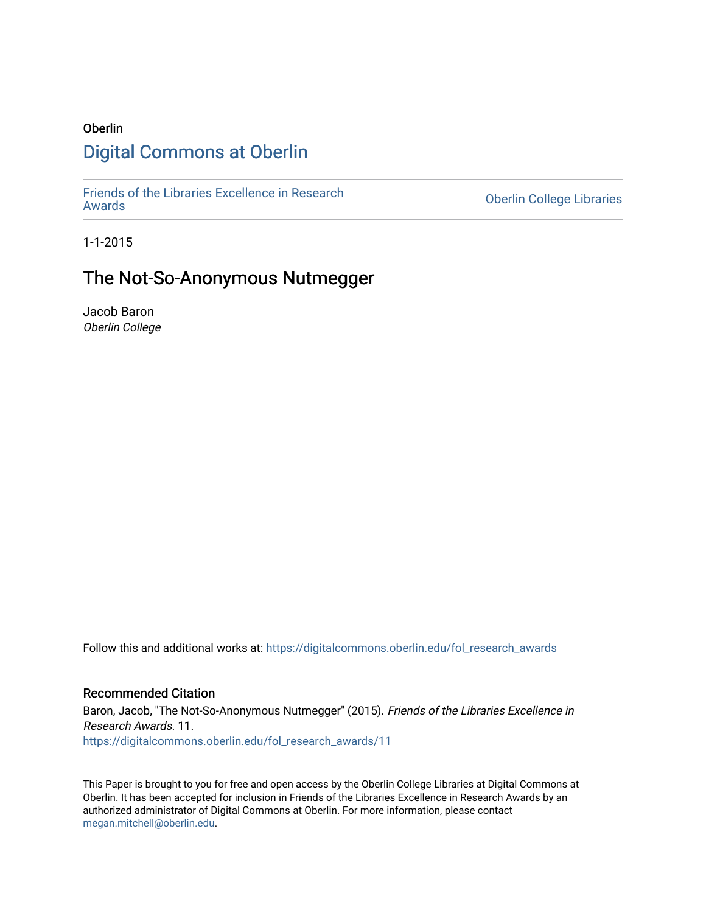Oberlin

# Digital Commons at Oberlin

Friends of the Libraries Excellence in Research Awards | Oberlin College Libraries

1-1-2015

## The Not-So-Anonymous Nutmegger

Jacob Baron
*Oberlin College*

Follow this and additional works at: https://digitalcommons.oberlin.edu/fol_research_awards

### Recommended Citation

Baron, Jacob, "The Not-So-Anonymous Nutmegger" (2015). *Friends of the Libraries Excellence in Research Awards*. 11.
https://digitalcommons.oberlin.edu/fol_research_awards/11

This Paper is brought to you for free and open access by the Oberlin College Libraries at Digital Commons at Oberlin. It has been accepted for inclusion in Friends of the Libraries Excellence in Research Awards by an authorized administrator of Digital Commons at Oberlin. For more information, please contact megan.mitchell@oberlin.edu.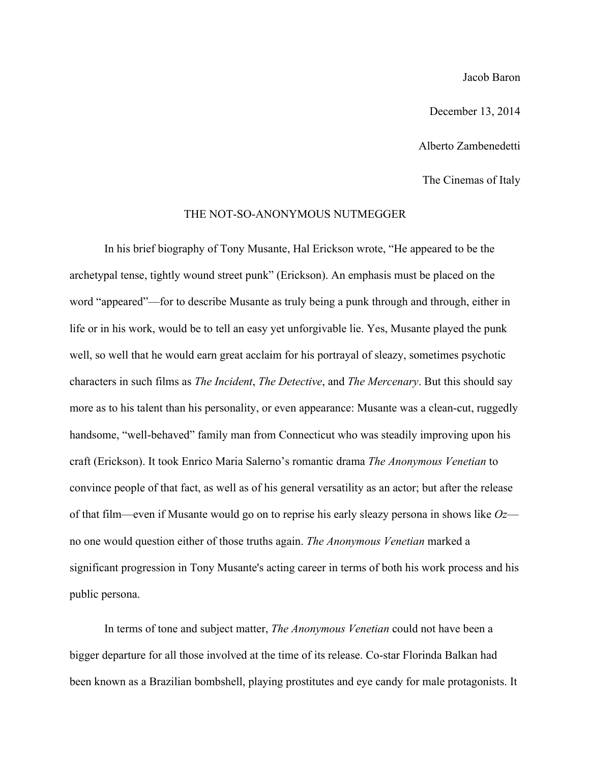Jacob Baron

December 13, 2014

Alberto Zambenedetti

The Cinemas of Italy

# THE NOT-SO-ANONYMOUS NUTMEGGER

In his brief biography of Tony Musante, Hal Erickson wrote, “He appeared to be the archetypal tense, tightly wound street punk” (Erickson). An emphasis must be placed on the word “appeared”—for to describe Musante as truly being a punk through and through, either in life or in his work, would be to tell an easy yet unforgivable lie. Yes, Musante played the punk well, so well that he would earn great acclaim for his portrayal of sleazy, sometimes psychotic characters in such films as *The Incident*, *The Detective*, and *The Mercenary*. But this should say more as to his talent than his personality, or even appearance: Musante was a clean-cut, ruggedly handsome, “well-behaved” family man from Connecticut who was steadily improving upon his craft (Erickson). It took Enrico Maria Salerno’s romantic drama *The Anonymous Venetian* to convince people of that fact, as well as of his general versatility as an actor; but after the release of that film—even if Musante would go on to reprise his early sleazy persona in shows like *Oz*—no one would question either of those truths again. *The Anonymous Venetian* marked a significant progression in Tony Musante's acting career in terms of both his work process and his public persona.

In terms of tone and subject matter, *The Anonymous Venetian* could not have been a bigger departure for all those involved at the time of its release. Co-star Florinda Balkan had been known as a Brazilian bombshell, playing prostitutes and eye candy for male protagonists. It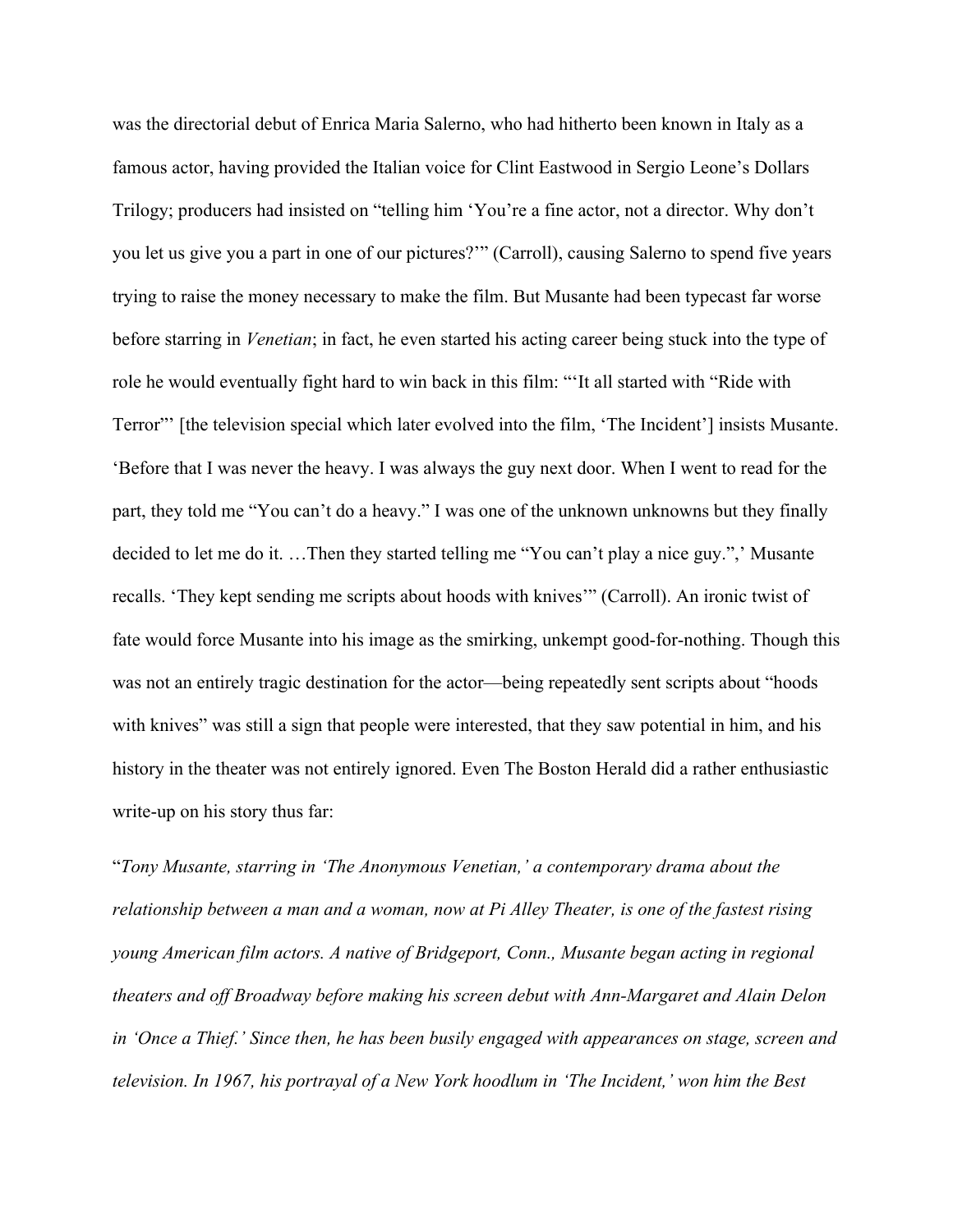was the directorial debut of Enrica Maria Salerno, who had hitherto been known in Italy as a famous actor, having provided the Italian voice for Clint Eastwood in Sergio Leone's Dollars Trilogy; producers had insisted on "telling him 'You're a fine actor, not a director. Why don't you let us give you a part in one of our pictures?'" (Carroll), causing Salerno to spend five years trying to raise the money necessary to make the film. But Musante had been typecast far worse before starring in *Venetian*; in fact, he even started his acting career being stuck into the type of role he would eventually fight hard to win back in this film: "'It all started with "Ride with Terror"' [the television special which later evolved into the film, 'The Incident'] insists Musante. 'Before that I was never the heavy. I was always the guy next door. When I went to read for the part, they told me "You can't do a heavy." I was one of the unknown unknowns but they finally decided to let me do it. …Then they started telling me "You can't play a nice guy.",' Musante recalls. 'They kept sending me scripts about hoods with knives'" (Carroll). An ironic twist of fate would force Musante into his image as the smirking, unkempt good-for-nothing. Though this was not an entirely tragic destination for the actor—being repeatedly sent scripts about "hoods with knives" was still a sign that people were interested, that they saw potential in him, and his history in the theater was not entirely ignored. Even The Boston Herald did a rather enthusiastic write-up on his story thus far:

"*Tony Musante, starring in 'The Anonymous Venetian,' a contemporary drama about the relationship between a man and a woman, now at Pi Alley Theater, is one of the fastest rising young American film actors. A native of Bridgeport, Conn., Musante began acting in regional theaters and off Broadway before making his screen debut with Ann-Margaret and Alain Delon in 'Once a Thief.' Since then, he has been busily engaged with appearances on stage, screen and television. In 1967, his portrayal of a New York hoodlum in 'The Incident,' won him the Best*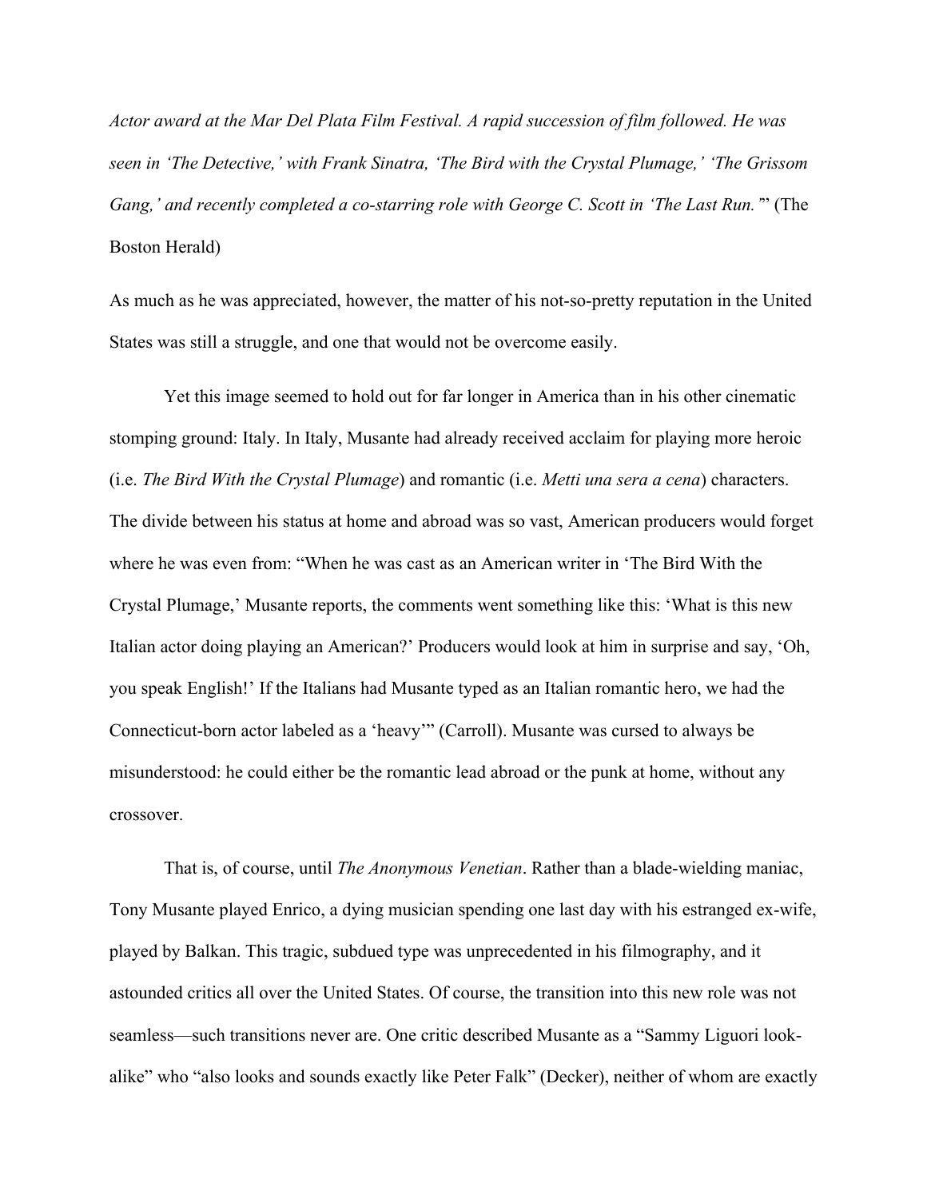*Actor award at the Mar Del Plata Film Festival. A rapid succession of film followed. He was seen in 'The Detective,' with Frank Sinatra, 'The Bird with the Crystal Plumage,' 'The Grissom Gang,' and recently completed a co-starring role with George C. Scott in 'The Last Run.'*" (The Boston Herald)

As much as he was appreciated, however, the matter of his not-so-pretty reputation in the United States was still a struggle, and one that would not be overcome easily.

Yet this image seemed to hold out for far longer in America than in his other cinematic stomping ground: Italy. In Italy, Musante had already received acclaim for playing more heroic (i.e. *The Bird With the Crystal Plumage*) and romantic (i.e. *Metti una sera a cena*) characters. The divide between his status at home and abroad was so vast, American producers would forget where he was even from: "When he was cast as an American writer in 'The Bird With the Crystal Plumage,' Musante reports, the comments went something like this: 'What is this new Italian actor doing playing an American?' Producers would look at him in surprise and say, 'Oh, you speak English!' If the Italians had Musante typed as an Italian romantic hero, we had the Connecticut-born actor labeled as a 'heavy'" (Carroll). Musante was cursed to always be misunderstood: he could either be the romantic lead abroad or the punk at home, without any crossover.

That is, of course, until *The Anonymous Venetian*. Rather than a blade-wielding maniac, Tony Musante played Enrico, a dying musician spending one last day with his estranged ex-wife, played by Balkan. This tragic, subdued type was unprecedented in his filmography, and it astounded critics all over the United States. Of course, the transition into this new role was not seamless—such transitions never are. One critic described Musante as a "Sammy Liguori look-alike" who "also looks and sounds exactly like Peter Falk" (Decker), neither of whom are exactly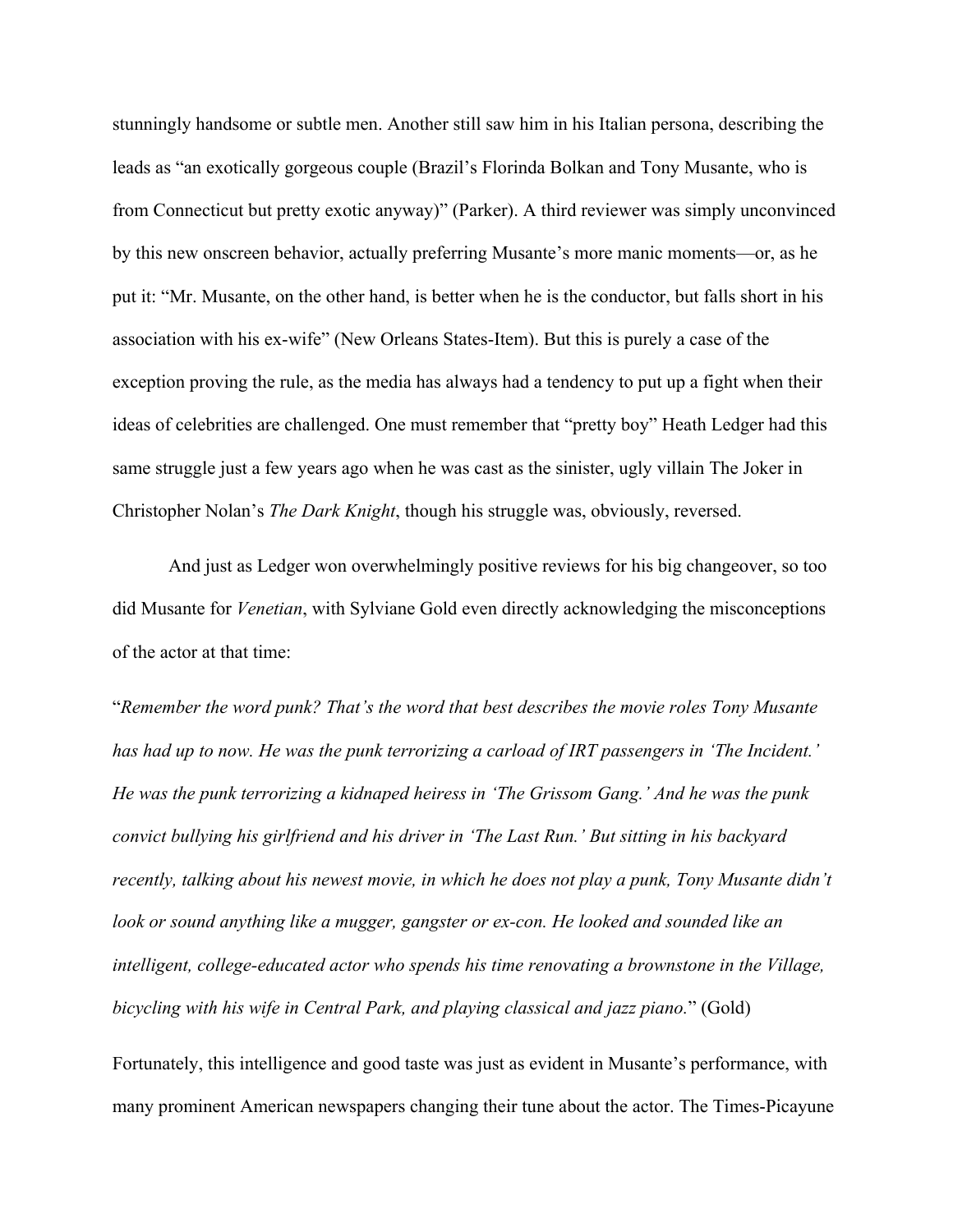stunningly handsome or subtle men. Another still saw him in his Italian persona, describing the leads as "an exotically gorgeous couple (Brazil's Florinda Bolkan and Tony Musante, who is from Connecticut but pretty exotic anyway)" (Parker). A third reviewer was simply unconvinced by this new onscreen behavior, actually preferring Musante's more manic moments—or, as he put it: "Mr. Musante, on the other hand, is better when he is the conductor, but falls short in his association with his ex-wife" (New Orleans States-Item). But this is purely a case of the exception proving the rule, as the media has always had a tendency to put up a fight when their ideas of celebrities are challenged. One must remember that "pretty boy" Heath Ledger had this same struggle just a few years ago when he was cast as the sinister, ugly villain The Joker in Christopher Nolan's *The Dark Knight*, though his struggle was, obviously, reversed.

And just as Ledger won overwhelmingly positive reviews for his big changeover, so too did Musante for *Venetian*, with Sylviane Gold even directly acknowledging the misconceptions of the actor at that time:

"*Remember the word punk? That's the word that best describes the movie roles Tony Musante has had up to now. He was the punk terrorizing a carload of IRT passengers in 'The Incident.' He was the punk terrorizing a kidnaped heiress in 'The Grissom Gang.' And he was the punk convict bullying his girlfriend and his driver in 'The Last Run.' But sitting in his backyard recently, talking about his newest movie, in which he does not play a punk, Tony Musante didn't look or sound anything like a mugger, gangster or ex-con. He looked and sounded like an intelligent, college-educated actor who spends his time renovating a brownstone in the Village, bicycling with his wife in Central Park, and playing classical and jazz piano.*" (Gold)

Fortunately, this intelligence and good taste was just as evident in Musante's performance, with many prominent American newspapers changing their tune about the actor. The Times-Picayune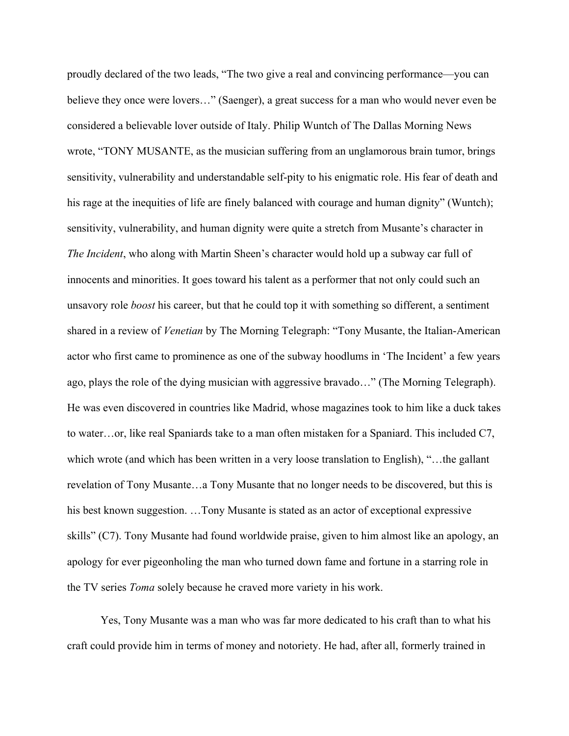proudly declared of the two leads, "The two give a real and convincing performance—you can believe they once were lovers…" (Saenger), a great success for a man who would never even be considered a believable lover outside of Italy. Philip Wuntch of The Dallas Morning News wrote, "TONY MUSANTE, as the musician suffering from an unglamorous brain tumor, brings sensitivity, vulnerability and understandable self-pity to his enigmatic role. His fear of death and his rage at the inequities of life are finely balanced with courage and human dignity" (Wuntch); sensitivity, vulnerability, and human dignity were quite a stretch from Musante's character in *The Incident*, who along with Martin Sheen's character would hold up a subway car full of innocents and minorities. It goes toward his talent as a performer that not only could such an unsavory role *boost* his career, but that he could top it with something so different, a sentiment shared in a review of *Venetian* by The Morning Telegraph: "Tony Musante, the Italian-American actor who first came to prominence as one of the subway hoodlums in 'The Incident' a few years ago, plays the role of the dying musician with aggressive bravado…" (The Morning Telegraph). He was even discovered in countries like Madrid, whose magazines took to him like a duck takes to water…or, like real Spaniards take to a man often mistaken for a Spaniard. This included C7, which wrote (and which has been written in a very loose translation to English), "…the gallant revelation of Tony Musante…a Tony Musante that no longer needs to be discovered, but this is his best known suggestion. …Tony Musante is stated as an actor of exceptional expressive skills" (C7). Tony Musante had found worldwide praise, given to him almost like an apology, an apology for ever pigeonholing the man who turned down fame and fortune in a starring role in the TV series *Toma* solely because he craved more variety in his work.

Yes, Tony Musante was a man who was far more dedicated to his craft than to what his craft could provide him in terms of money and notoriety. He had, after all, formerly trained in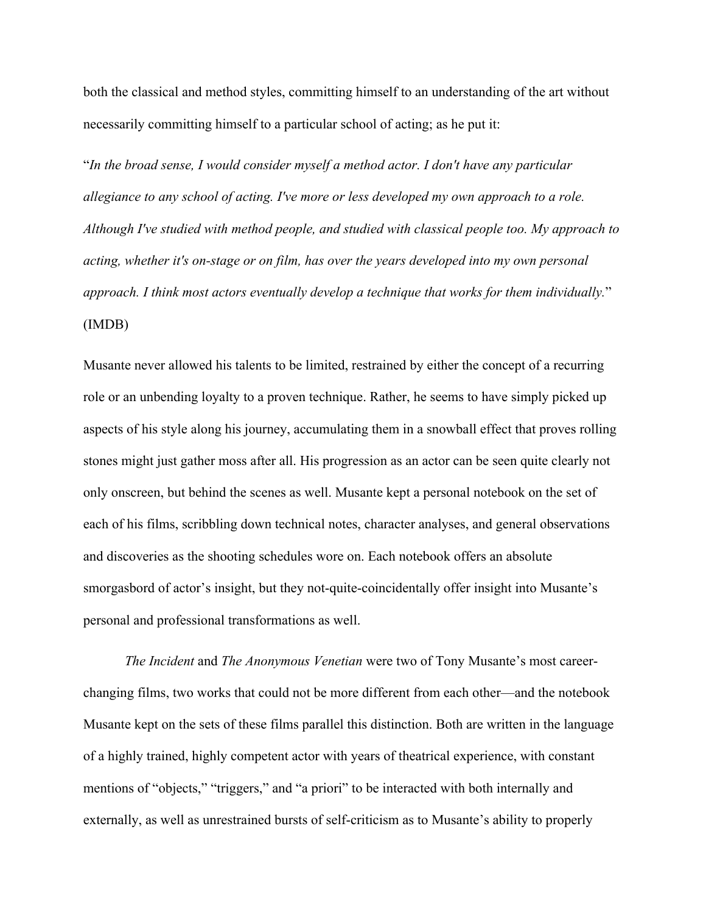both the classical and method styles, committing himself to an understanding of the art without necessarily committing himself to a particular school of acting; as he put it:

"*In the broad sense, I would consider myself a method actor. I don't have any particular allegiance to any school of acting. I've more or less developed my own approach to a role. Although I've studied with method people, and studied with classical people too. My approach to acting, whether it's on-stage or on film, has over the years developed into my own personal approach. I think most actors eventually develop a technique that works for them individually.*" (IMDB)

Musante never allowed his talents to be limited, restrained by either the concept of a recurring role or an unbending loyalty to a proven technique. Rather, he seems to have simply picked up aspects of his style along his journey, accumulating them in a snowball effect that proves rolling stones might just gather moss after all. His progression as an actor can be seen quite clearly not only onscreen, but behind the scenes as well. Musante kept a personal notebook on the set of each of his films, scribbling down technical notes, character analyses, and general observations and discoveries as the shooting schedules wore on. Each notebook offers an absolute smorgasbord of actor's insight, but they not-quite-coincidentally offer insight into Musante's personal and professional transformations as well.

*The Incident* and *The Anonymous Venetian* were two of Tony Musante's most career-changing films, two works that could not be more different from each other—and the notebook Musante kept on the sets of these films parallel this distinction. Both are written in the language of a highly trained, highly competent actor with years of theatrical experience, with constant mentions of "objects," "triggers," and "a priori" to be interacted with both internally and externally, as well as unrestrained bursts of self-criticism as to Musante's ability to properly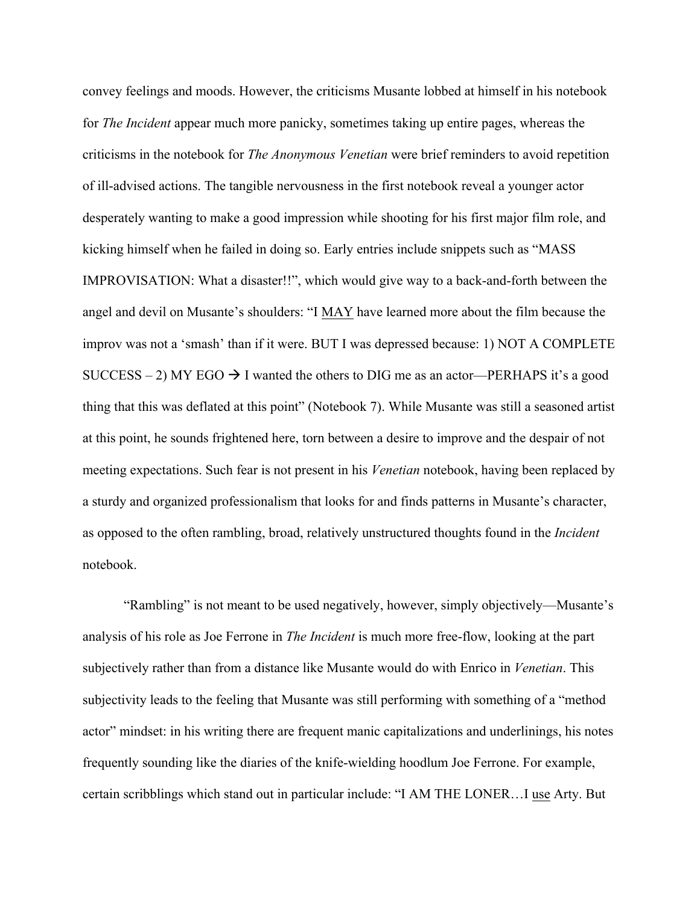convey feelings and moods. However, the criticisms Musante lobbed at himself in his notebook for *The Incident* appear much more panicky, sometimes taking up entire pages, whereas the criticisms in the notebook for *The Anonymous Venetian* were brief reminders to avoid repetition of ill-advised actions. The tangible nervousness in the first notebook reveal a younger actor desperately wanting to make a good impression while shooting for his first major film role, and kicking himself when he failed in doing so. Early entries include snippets such as "MASS IMPROVISATION: What a disaster!!", which would give way to a back-and-forth between the angel and devil on Musante's shoulders: "I <u>MAY</u> have learned more about the film because the improv was not a 'smash' than if it were. BUT I was depressed because: 1) NOT A COMPLETE SUCCESS – 2) MY EGO → I wanted the others to DIG me as an actor—PERHAPS it's a good thing that this was deflated at this point" (Notebook 7). While Musante was still a seasoned artist at this point, he sounds frightened here, torn between a desire to improve and the despair of not meeting expectations. Such fear is not present in his *Venetian* notebook, having been replaced by a sturdy and organized professionalism that looks for and finds patterns in Musante's character, as opposed to the often rambling, broad, relatively unstructured thoughts found in the *Incident* notebook.

"Rambling" is not meant to be used negatively, however, simply objectively—Musante's analysis of his role as Joe Ferrone in *The Incident* is much more free-flow, looking at the part subjectively rather than from a distance like Musante would do with Enrico in *Venetian*. This subjectivity leads to the feeling that Musante was still performing with something of a "method actor" mindset: in his writing there are frequent manic capitalizations and underlinings, his notes frequently sounding like the diaries of the knife-wielding hoodlum Joe Ferrone. For example, certain scribblings which stand out in particular include: "I AM THE LONER…I <u>use</u> Arty. But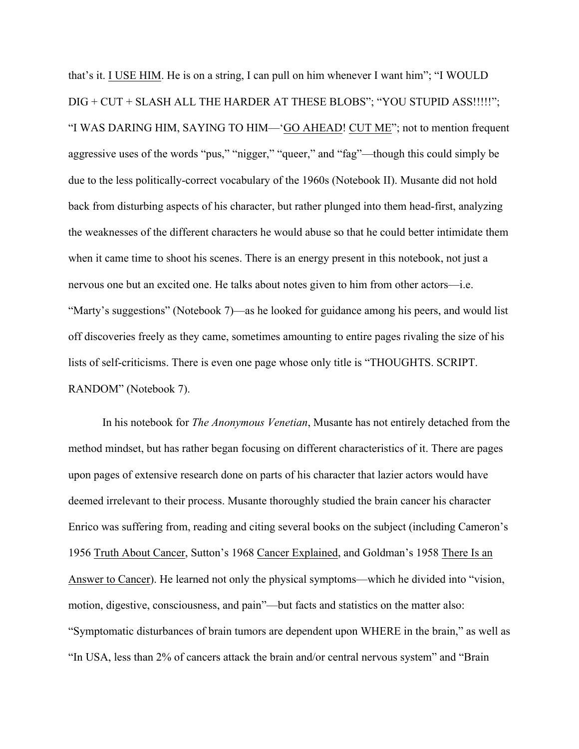that's it. <u>I USE HIM</u>. He is on a string, I can pull on him whenever I want him"; "I WOULD DIG + CUT + SLASH ALL THE HARDER AT THESE BLOBS"; "YOU STUPID ASS!!!!!"; "I WAS DARING HIM, SAYING TO HIM—'<u>GO AHEAD</u>! <u>CUT ME</u>"; not to mention frequent aggressive uses of the words "pus," "nigger," "queer," and "fag"—though this could simply be due to the less politically-correct vocabulary of the 1960s (Notebook II). Musante did not hold back from disturbing aspects of his character, but rather plunged into them head-first, analyzing the weaknesses of the different characters he would abuse so that he could better intimidate them when it came time to shoot his scenes. There is an energy present in this notebook, not just a nervous one but an excited one. He talks about notes given to him from other actors—i.e. "Marty's suggestions" (Notebook 7)—as he looked for guidance among his peers, and would list off discoveries freely as they came, sometimes amounting to entire pages rivaling the size of his lists of self-criticisms. There is even one page whose only title is "THOUGHTS. SCRIPT. RANDOM" (Notebook 7).

In his notebook for *The Anonymous Venetian*, Musante has not entirely detached from the method mindset, but has rather began focusing on different characteristics of it. There are pages upon pages of extensive research done on parts of his character that lazier actors would have deemed irrelevant to their process. Musante thoroughly studied the brain cancer his character Enrico was suffering from, reading and citing several books on the subject (including Cameron's 1956 <u>Truth About Cancer</u>, Sutton's 1968 <u>Cancer Explained</u>, and Goldman's 1958 <u>There Is an Answer to Cancer</u>). He learned not only the physical symptoms—which he divided into "vision, motion, digestive, consciousness, and pain"—but facts and statistics on the matter also: "Symptomatic disturbances of brain tumors are dependent upon WHERE in the brain," as well as "In USA, less than 2% of cancers attack the brain and/or central nervous system" and "Brain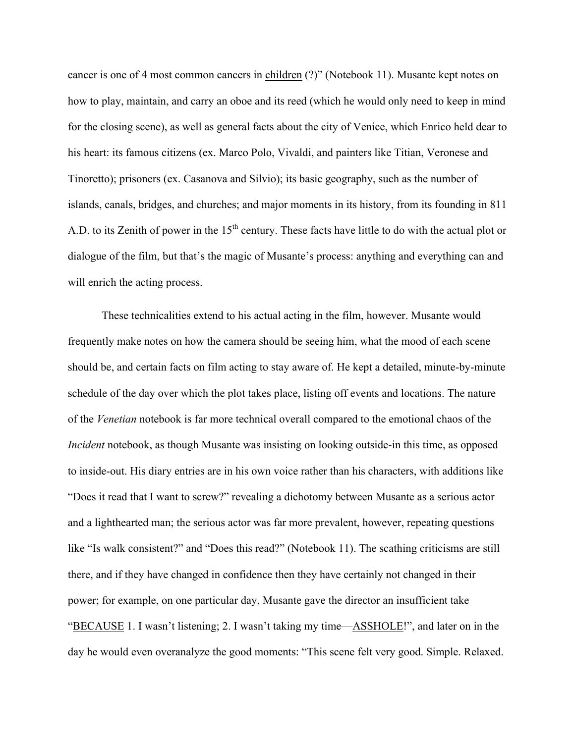cancer is one of 4 most common cancers in <u>children</u> (?)" (Notebook 11). Musante kept notes on how to play, maintain, and carry an oboe and its reed (which he would only need to keep in mind for the closing scene), as well as general facts about the city of Venice, which Enrico held dear to his heart: its famous citizens (ex. Marco Polo, Vivaldi, and painters like Titian, Veronese and Tinoretto); prisoners (ex. Casanova and Silvio); its basic geography, such as the number of islands, canals, bridges, and churches; and major moments in its history, from its founding in 811 A.D. to its Zenith of power in the 15th century. These facts have little to do with the actual plot or dialogue of the film, but that's the magic of Musante's process: anything and everything can and will enrich the acting process.

These technicalities extend to his actual acting in the film, however. Musante would frequently make notes on how the camera should be seeing him, what the mood of each scene should be, and certain facts on film acting to stay aware of. He kept a detailed, minute-by-minute schedule of the day over which the plot takes place, listing off events and locations. The nature of the *Venetian* notebook is far more technical overall compared to the emotional chaos of the *Incident* notebook, as though Musante was insisting on looking outside-in this time, as opposed to inside-out. His diary entries are in his own voice rather than his characters, with additions like "Does it read that I want to screw?" revealing a dichotomy between Musante as a serious actor and a lighthearted man; the serious actor was far more prevalent, however, repeating questions like "Is walk consistent?" and "Does this read?" (Notebook 11). The scathing criticisms are still there, and if they have changed in confidence then they have certainly not changed in their power; for example, on one particular day, Musante gave the director an insufficient take "<u>BECAUSE</u> 1. I wasn't listening; 2. I wasn't taking my time—<u>ASSHOLE</u>!", and later on in the day he would even overanalyze the good moments: "This scene felt very good. Simple. Relaxed.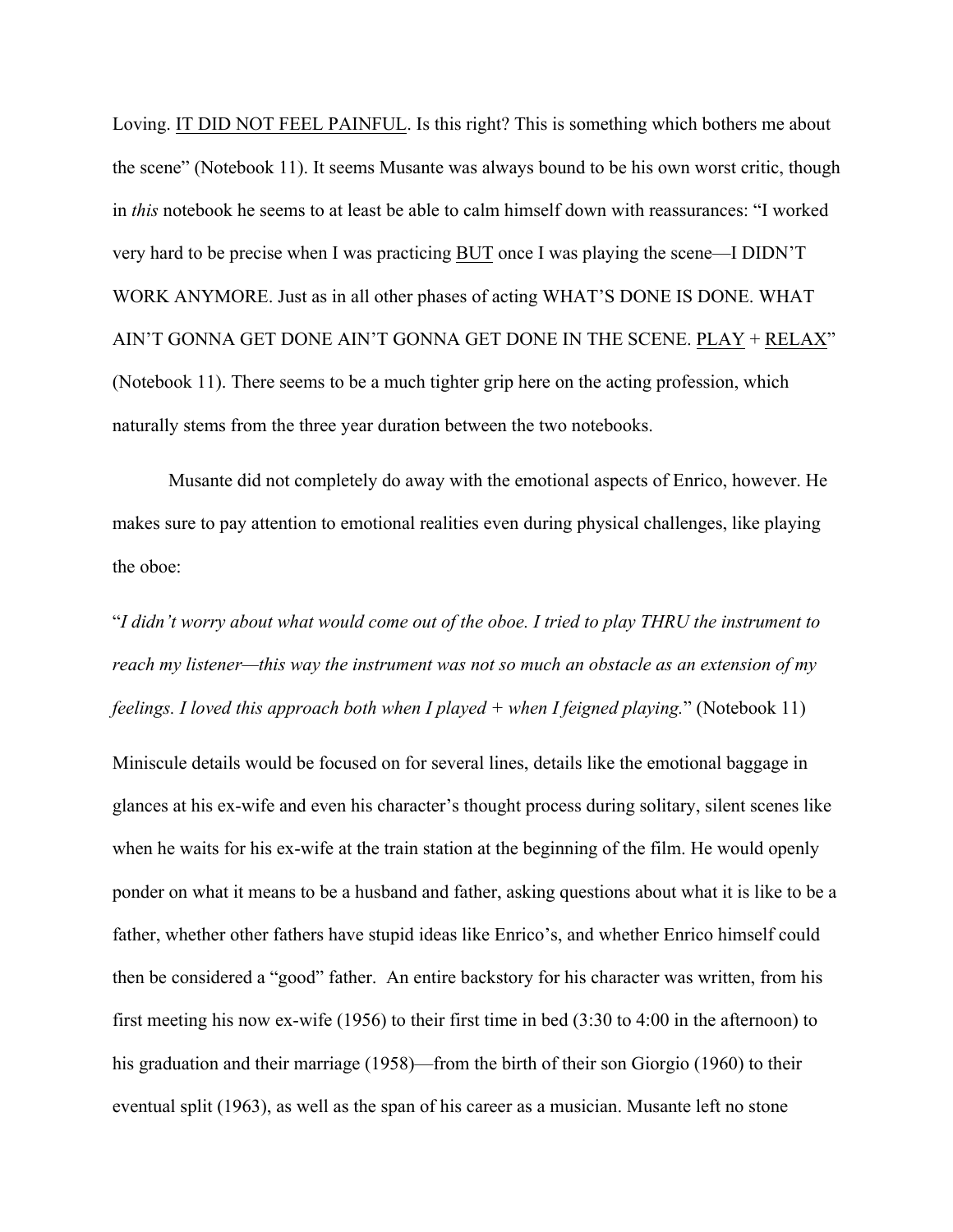Loving. IT DID NOT FEEL PAINFUL. Is this right? This is something which bothers me about the scene" (Notebook 11). It seems Musante was always bound to be his own worst critic, though in *this* notebook he seems to at least be able to calm himself down with reassurances: "I worked very hard to be precise when I was practicing BUT once I was playing the scene—I DIDN'T WORK ANYMORE. Just as in all other phases of acting WHAT'S DONE IS DONE. WHAT AIN'T GONNA GET DONE AIN'T GONNA GET DONE IN THE SCENE. PLAY + RELAX" (Notebook 11). There seems to be a much tighter grip here on the acting profession, which naturally stems from the three year duration between the two notebooks.

Musante did not completely do away with the emotional aspects of Enrico, however. He makes sure to pay attention to emotional realities even during physical challenges, like playing the oboe:

"*I didn't worry about what would come out of the oboe. I tried to play THRU the instrument to reach my listener—this way the instrument was not so much an obstacle as an extension of my feelings. I loved this approach both when I played + when I feigned playing.*" (Notebook 11)

Miniscule details would be focused on for several lines, details like the emotional baggage in glances at his ex-wife and even his character's thought process during solitary, silent scenes like when he waits for his ex-wife at the train station at the beginning of the film. He would openly ponder on what it means to be a husband and father, asking questions about what it is like to be a father, whether other fathers have stupid ideas like Enrico's, and whether Enrico himself could then be considered a "good" father. An entire backstory for his character was written, from his first meeting his now ex-wife (1956) to their first time in bed (3:30 to 4:00 in the afternoon) to his graduation and their marriage (1958)—from the birth of their son Giorgio (1960) to their eventual split (1963), as well as the span of his career as a musician. Musante left no stone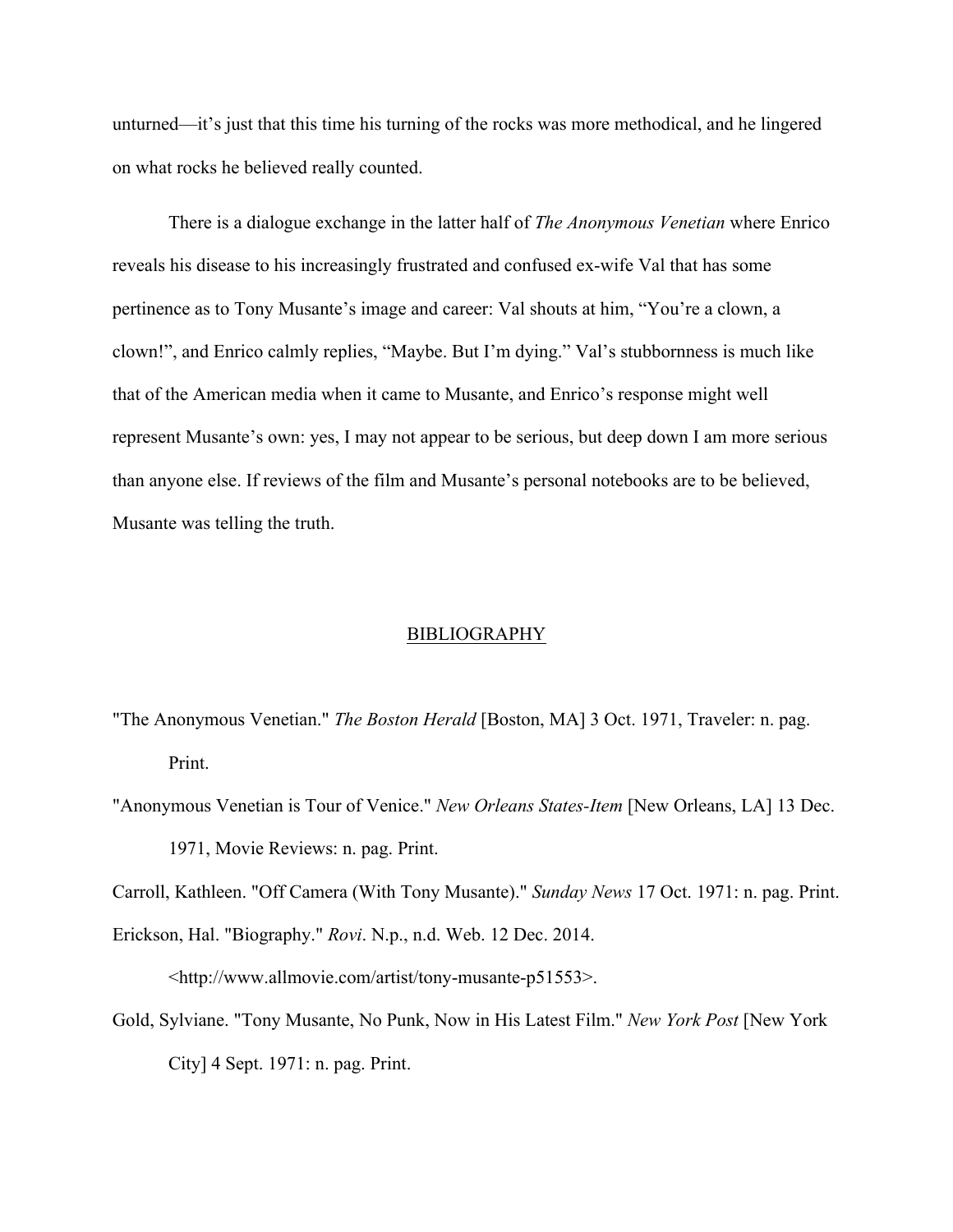unturned—it's just that this time his turning of the rocks was more methodical, and he lingered on what rocks he believed really counted.

There is a dialogue exchange in the latter half of *The Anonymous Venetian* where Enrico reveals his disease to his increasingly frustrated and confused ex-wife Val that has some pertinence as to Tony Musante's image and career: Val shouts at him, "You're a clown, a clown!", and Enrico calmly replies, "Maybe. But I'm dying." Val's stubbornness is much like that of the American media when it came to Musante, and Enrico's response might well represent Musante's own: yes, I may not appear to be serious, but deep down I am more serious than anyone else. If reviews of the film and Musante's personal notebooks are to be believed, Musante was telling the truth.

## BIBLIOGRAPHY

"The Anonymous Venetian." *The Boston Herald* [Boston, MA] 3 Oct. 1971, Traveler: n. pag. Print.

"Anonymous Venetian is Tour of Venice." *New Orleans States-Item* [New Orleans, LA] 13 Dec. 1971, Movie Reviews: n. pag. Print.

Carroll, Kathleen. "Off Camera (With Tony Musante)." *Sunday News* 17 Oct. 1971: n. pag. Print.

Erickson, Hal. "Biography." *Rovi*. N.p., n.d. Web. 12 Dec. 2014. <http://www.allmovie.com/artist/tony-musante-p51553>.

Gold, Sylviane. "Tony Musante, No Punk, Now in His Latest Film." *New York Post* [New York City] 4 Sept. 1971: n. pag. Print.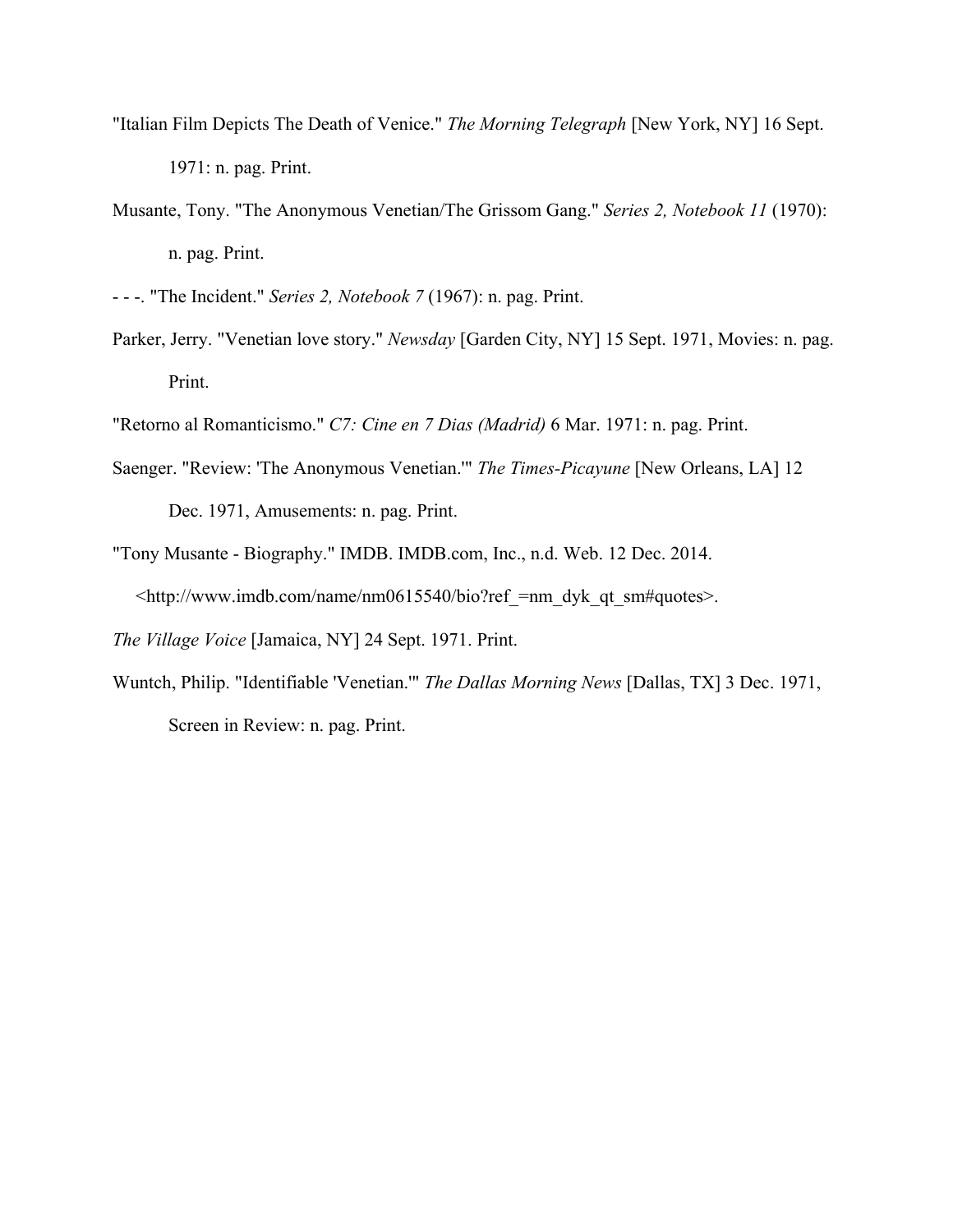"Italian Film Depicts The Death of Venice." *The Morning Telegraph* [New York, NY] 16 Sept. 1971: n. pag. Print.

Musante, Tony. "The Anonymous Venetian/The Grissom Gang." *Series 2, Notebook 11* (1970): n. pag. Print.

- - -. "The Incident." *Series 2, Notebook 7* (1967): n. pag. Print.

Parker, Jerry. "Venetian love story." *Newsday* [Garden City, NY] 15 Sept. 1971, Movies: n. pag. Print.

"Retorno al Romanticismo." *C7: Cine en 7 Dias (Madrid)* 6 Mar. 1971: n. pag. Print.

Saenger. "Review: 'The Anonymous Venetian.'" *The Times-Picayune* [New Orleans, LA] 12 Dec. 1971, Amusements: n. pag. Print.

"Tony Musante - Biography." IMDB. IMDB.com, Inc., n.d. Web. 12 Dec. 2014. <http://www.imdb.com/name/nm0615540/bio?ref_=nm_dyk_qt_sm#quotes>.

*The Village Voice* [Jamaica, NY] 24 Sept. 1971. Print.

Wuntch, Philip. "Identifiable 'Venetian.'" *The Dallas Morning News* [Dallas, TX] 3 Dec. 1971, Screen in Review: n. pag. Print.